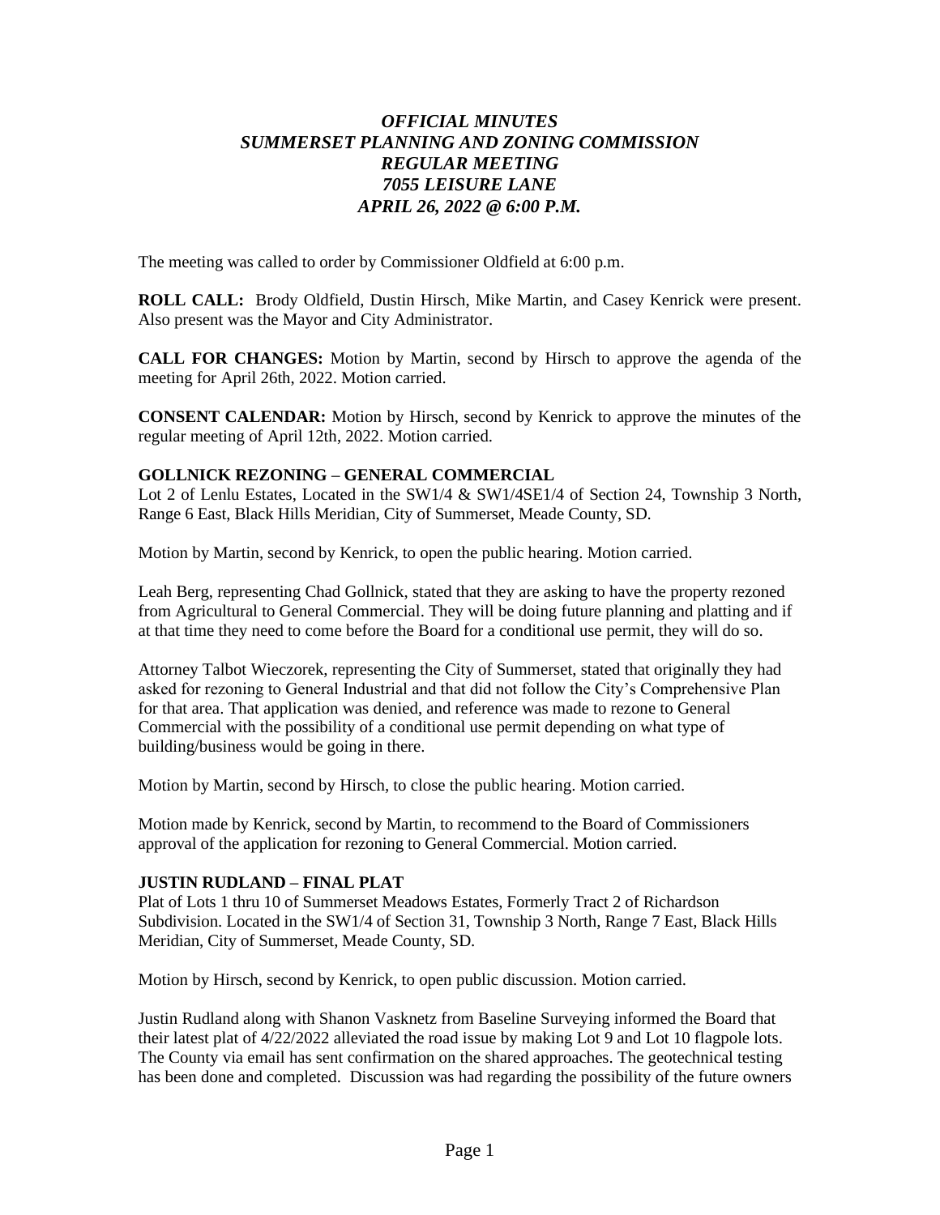# *OFFICIAL MINUTES*
# *SUMMERSET PLANNING AND ZONING COMMISSION*
# *REGULAR MEETING*
# *7055 LEISURE LANE*
# *APRIL 26, 2022 @ 6:00 P.M.*

The meeting was called to order by Commissioner Oldfield at 6:00 p.m.

**ROLL CALL:** Brody Oldfield, Dustin Hirsch, Mike Martin, and Casey Kenrick were present. Also present was the Mayor and City Administrator.

**CALL FOR CHANGES:** Motion by Martin, second by Hirsch to approve the agenda of the meeting for April 26th, 2022. Motion carried.

**CONSENT CALENDAR:** Motion by Hirsch, second by Kenrick to approve the minutes of the regular meeting of April 12th, 2022. Motion carried.

**GOLLNICK REZONING – GENERAL COMMERCIAL**

Lot 2 of Lenlu Estates, Located in the SW1/4 & SW1/4SE1/4 of Section 24, Township 3 North, Range 6 East, Black Hills Meridian, City of Summerset, Meade County, SD.

Motion by Martin, second by Kenrick, to open the public hearing. Motion carried.

Leah Berg, representing Chad Gollnick, stated that they are asking to have the property rezoned from Agricultural to General Commercial. They will be doing future planning and platting and if at that time they need to come before the Board for a conditional use permit, they will do so.

Attorney Talbot Wieczorek, representing the City of Summerset, stated that originally they had asked for rezoning to General Industrial and that did not follow the City's Comprehensive Plan for that area. That application was denied, and reference was made to rezone to General Commercial with the possibility of a conditional use permit depending on what type of building/business would be going in there.

Motion by Martin, second by Hirsch, to close the public hearing. Motion carried.

Motion made by Kenrick, second by Martin, to recommend to the Board of Commissioners approval of the application for rezoning to General Commercial. Motion carried.

**JUSTIN RUDLAND – FINAL PLAT**

Plat of Lots 1 thru 10 of Summerset Meadows Estates, Formerly Tract 2 of Richardson Subdivision. Located in the SW1/4 of Section 31, Township 3 North, Range 7 East, Black Hills Meridian, City of Summerset, Meade County, SD.

Motion by Hirsch, second by Kenrick, to open public discussion. Motion carried.

Justin Rudland along with Shanon Vasknetz from Baseline Surveying informed the Board that their latest plat of 4/22/2022 alleviated the road issue by making Lot 9 and Lot 10 flagpole lots. The County via email has sent confirmation on the shared approaches. The geotechnical testing has been done and completed. Discussion was had regarding the possibility of the future owners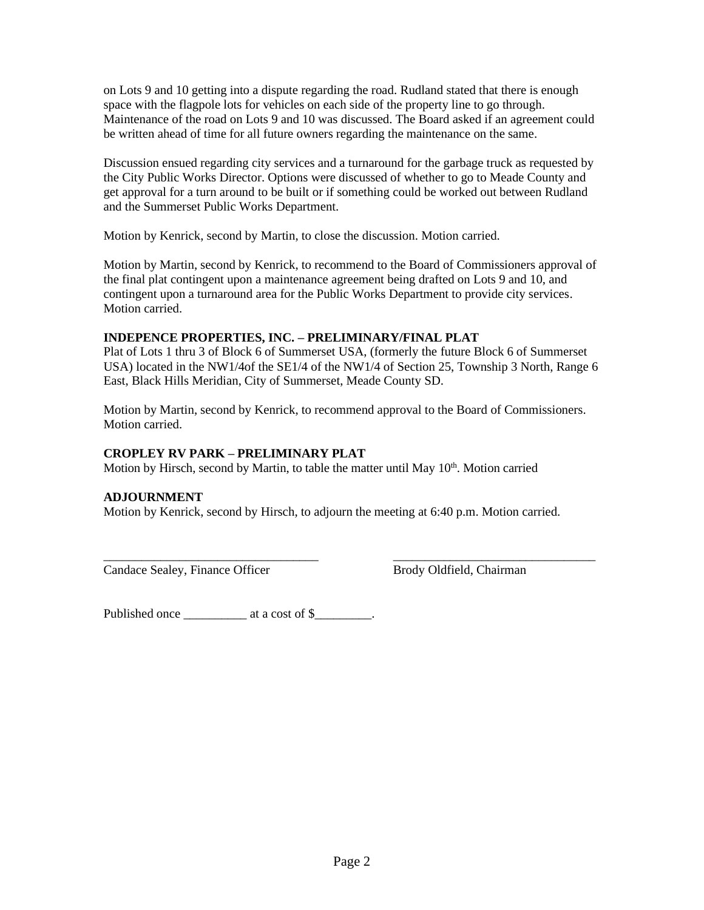on Lots 9 and 10 getting into a dispute regarding the road. Rudland stated that there is enough space with the flagpole lots for vehicles on each side of the property line to go through. Maintenance of the road on Lots 9 and 10 was discussed. The Board asked if an agreement could be written ahead of time for all future owners regarding the maintenance on the same.

Discussion ensued regarding city services and a turnaround for the garbage truck as requested by the City Public Works Director. Options were discussed of whether to go to Meade County and get approval for a turn around to be built or if something could be worked out between Rudland and the Summerset Public Works Department.

Motion by Kenrick, second by Martin, to close the discussion. Motion carried.

Motion by Martin, second by Kenrick, to recommend to the Board of Commissioners approval of the final plat contingent upon a maintenance agreement being drafted on Lots 9 and 10, and contingent upon a turnaround area for the Public Works Department to provide city services. Motion carried.

**INDEPENCE PROPERTIES, INC. – PRELIMINARY/FINAL PLAT**

Plat of Lots 1 thru 3 of Block 6 of Summerset USA, (formerly the future Block 6 of Summerset USA) located in the NW1/4of the SE1/4 of the NW1/4 of Section 25, Township 3 North, Range 6 East, Black Hills Meridian, City of Summerset, Meade County SD.

Motion by Martin, second by Kenrick, to recommend approval to the Board of Commissioners. Motion carried.

**CROPLEY RV PARK – PRELIMINARY PLAT**

Motion by Hirsch, second by Martin, to table the matter until May 10th. Motion carried

**ADJOURNMENT**

Motion by Kenrick, second by Hirsch, to adjourn the meeting at 6:40 p.m. Motion carried.

\_\_\_\_\_\_\_\_\_\_\_\_\_\_\_\_\_\_\_\_\_\_\_\_\_\_\_\_\_\_\_\_\_\_ \_\_\_\_\_\_\_\_\_\_\_\_\_\_\_\_\_\_\_\_\_\_\_\_\_\_\_\_\_\_\_\_\_\_

Candace Sealey, Finance Officer Brody Oldfield, Chairman

Published once \_\_\_\_\_\_\_\_\_\_ at a cost of $\_\_\_\_\_\_\_\_\_.